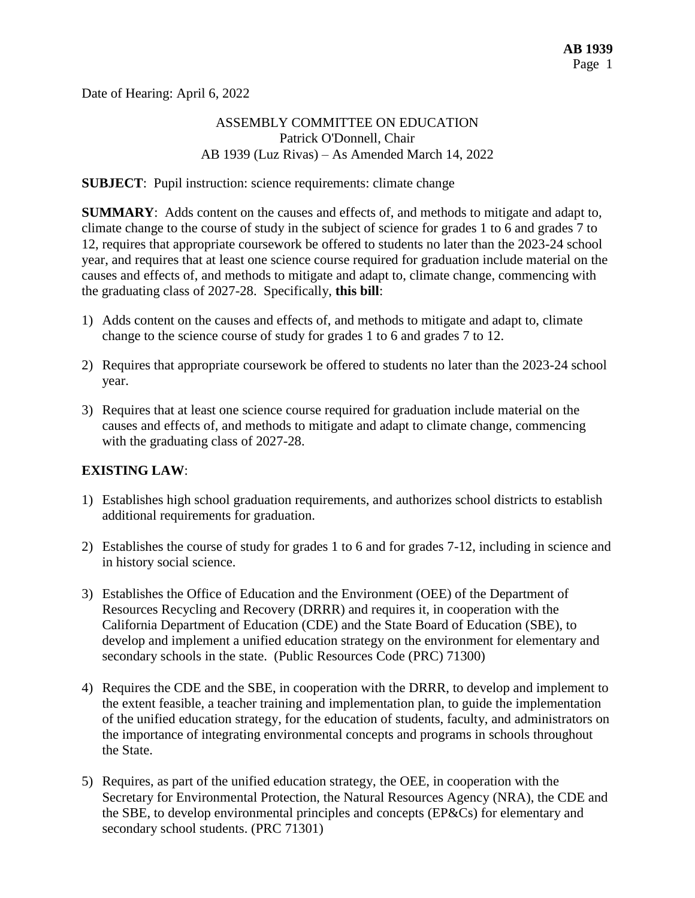Date of Hearing: April 6, 2022

ASSEMBLY COMMITTEE ON EDUCATION
Patrick O'Donnell, Chair
AB 1939 (Luz Rivas) – As Amended March 14, 2022

**SUBJECT**: Pupil instruction: science requirements: climate change

**SUMMARY**: Adds content on the causes and effects of, and methods to mitigate and adapt to, climate change to the course of study in the subject of science for grades 1 to 6 and grades 7 to 12, requires that appropriate coursework be offered to students no later than the 2023-24 school year, and requires that at least one science course required for graduation include material on the causes and effects of, and methods to mitigate and adapt to, climate change, commencing with the graduating class of 2027-28. Specifically, **this bill**:

1) Adds content on the causes and effects of, and methods to mitigate and adapt to, climate change to the science course of study for grades 1 to 6 and grades 7 to 12.

2) Requires that appropriate coursework be offered to students no later than the 2023-24 school year.

3) Requires that at least one science course required for graduation include material on the causes and effects of, and methods to mitigate and adapt to climate change, commencing with the graduating class of 2027-28.

**EXISTING LAW**:

1) Establishes high school graduation requirements, and authorizes school districts to establish additional requirements for graduation.

2) Establishes the course of study for grades 1 to 6 and for grades 7-12, including in science and in history social science.

3) Establishes the Office of Education and the Environment (OEE) of the Department of Resources Recycling and Recovery (DRRR) and requires it, in cooperation with the California Department of Education (CDE) and the State Board of Education (SBE), to develop and implement a unified education strategy on the environment for elementary and secondary schools in the state. (Public Resources Code (PRC) 71300)

4) Requires the CDE and the SBE, in cooperation with the DRRR, to develop and implement to the extent feasible, a teacher training and implementation plan, to guide the implementation of the unified education strategy, for the education of students, faculty, and administrators on the importance of integrating environmental concepts and programs in schools throughout the State.

5) Requires, as part of the unified education strategy, the OEE, in cooperation with the Secretary for Environmental Protection, the Natural Resources Agency (NRA), the CDE and the SBE, to develop environmental principles and concepts (EP&Cs) for elementary and secondary school students. (PRC 71301)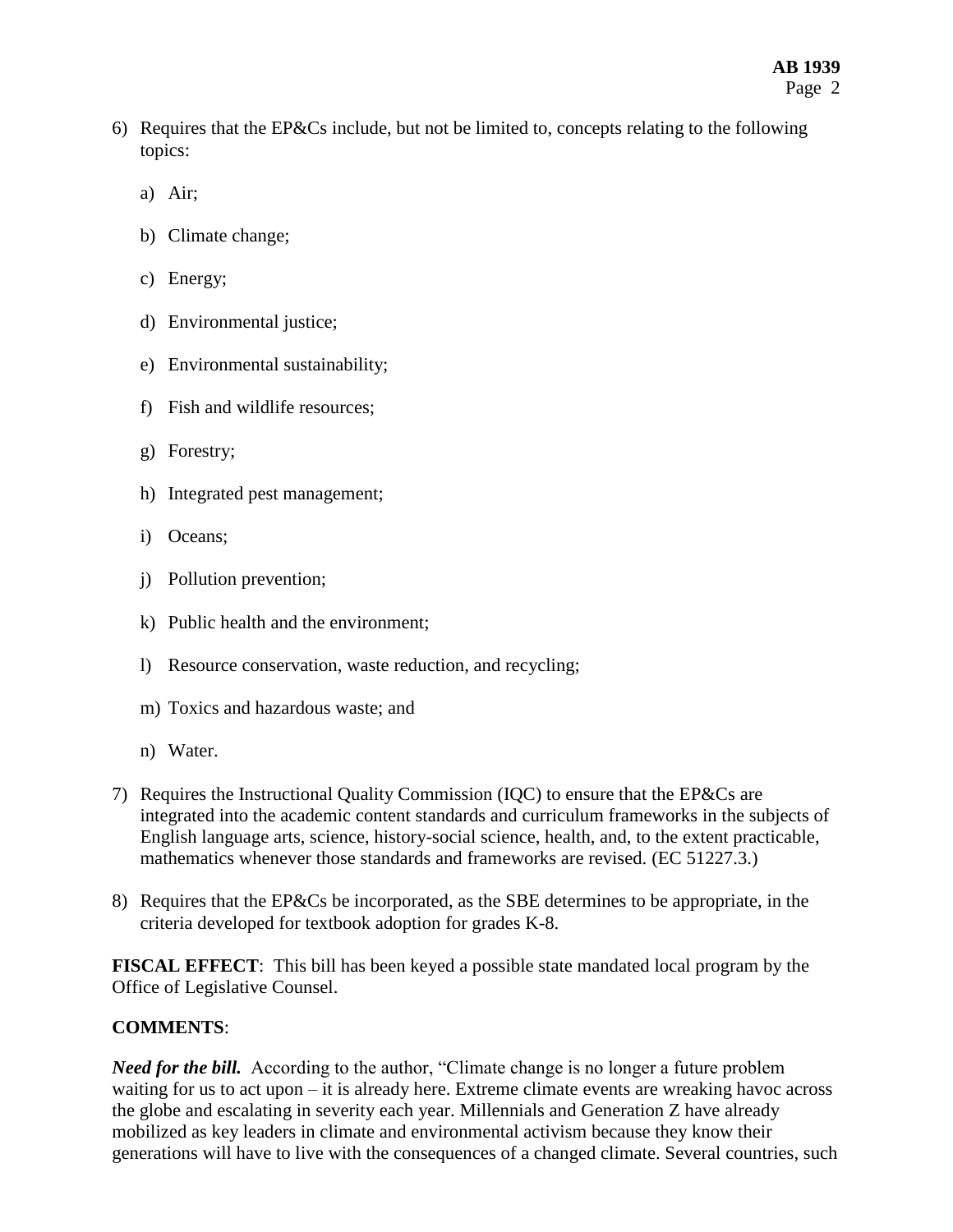6) Requires that the EP&Cs include, but not be limited to, concepts relating to the following topics:

   a) Air;

   b) Climate change;

   c) Energy;

   d) Environmental justice;

   e) Environmental sustainability;

   f) Fish and wildlife resources;

   g) Forestry;

   h) Integrated pest management;

   i) Oceans;

   j) Pollution prevention;

   k) Public health and the environment;

   l) Resource conservation, waste reduction, and recycling;

   m) Toxics and hazardous waste; and

   n) Water.

7) Requires the Instructional Quality Commission (IQC) to ensure that the EP&Cs are integrated into the academic content standards and curriculum frameworks in the subjects of English language arts, science, history-social science, health, and, to the extent practicable, mathematics whenever those standards and frameworks are revised. (EC 51227.3.)

8) Requires that the EP&Cs be incorporated, as the SBE determines to be appropriate, in the criteria developed for textbook adoption for grades K-8.

**FISCAL EFFECT**: This bill has been keyed a possible state mandated local program by the Office of Legislative Counsel.

**COMMENTS**:

***Need for the bill.*** According to the author, "Climate change is no longer a future problem waiting for us to act upon – it is already here. Extreme climate events are wreaking havoc across the globe and escalating in severity each year. Millennials and Generation Z have already mobilized as key leaders in climate and environmental activism because they know their generations will have to live with the consequences of a changed climate. Several countries, such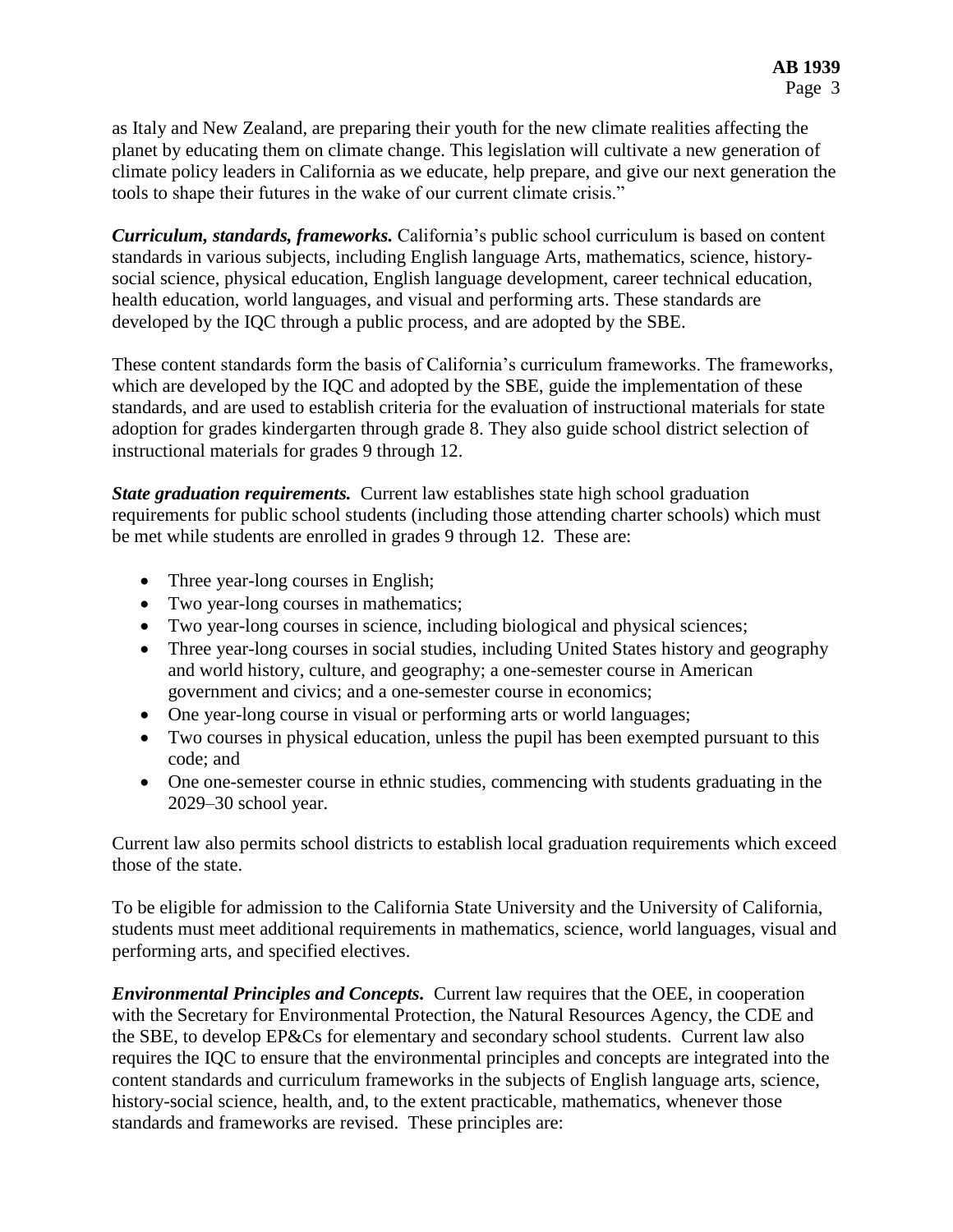as Italy and New Zealand, are preparing their youth for the new climate realities affecting the planet by educating them on climate change. This legislation will cultivate a new generation of climate policy leaders in California as we educate, help prepare, and give our next generation the tools to shape their futures in the wake of our current climate crisis."

***Curriculum, standards, frameworks.*** California's public school curriculum is based on content standards in various subjects, including English language Arts, mathematics, science, history-social science, physical education, English language development, career technical education, health education, world languages, and visual and performing arts. These standards are developed by the IQC through a public process, and are adopted by the SBE.

These content standards form the basis of California's curriculum frameworks. The frameworks, which are developed by the IQC and adopted by the SBE, guide the implementation of these standards, and are used to establish criteria for the evaluation of instructional materials for state adoption for grades kindergarten through grade 8. They also guide school district selection of instructional materials for grades 9 through 12.

***State graduation requirements.*** Current law establishes state high school graduation requirements for public school students (including those attending charter schools) which must be met while students are enrolled in grades 9 through 12. These are:

- Three year-long courses in English;
- Two year-long courses in mathematics;
- Two year-long courses in science, including biological and physical sciences;
- Three year-long courses in social studies, including United States history and geography and world history, culture, and geography; a one-semester course in American government and civics; and a one-semester course in economics;
- One year-long course in visual or performing arts or world languages;
- Two courses in physical education, unless the pupil has been exempted pursuant to this code; and
- One one-semester course in ethnic studies, commencing with students graduating in the 2029–30 school year.

Current law also permits school districts to establish local graduation requirements which exceed those of the state.

To be eligible for admission to the California State University and the University of California, students must meet additional requirements in mathematics, science, world languages, visual and performing arts, and specified electives.

***Environmental Principles and Concepts.*** Current law requires that the OEE, in cooperation with the Secretary for Environmental Protection, the Natural Resources Agency, the CDE and the SBE, to develop EP&Cs for elementary and secondary school students. Current law also requires the IQC to ensure that the environmental principles and concepts are integrated into the content standards and curriculum frameworks in the subjects of English language arts, science, history-social science, health, and, to the extent practicable, mathematics, whenever those standards and frameworks are revised. These principles are: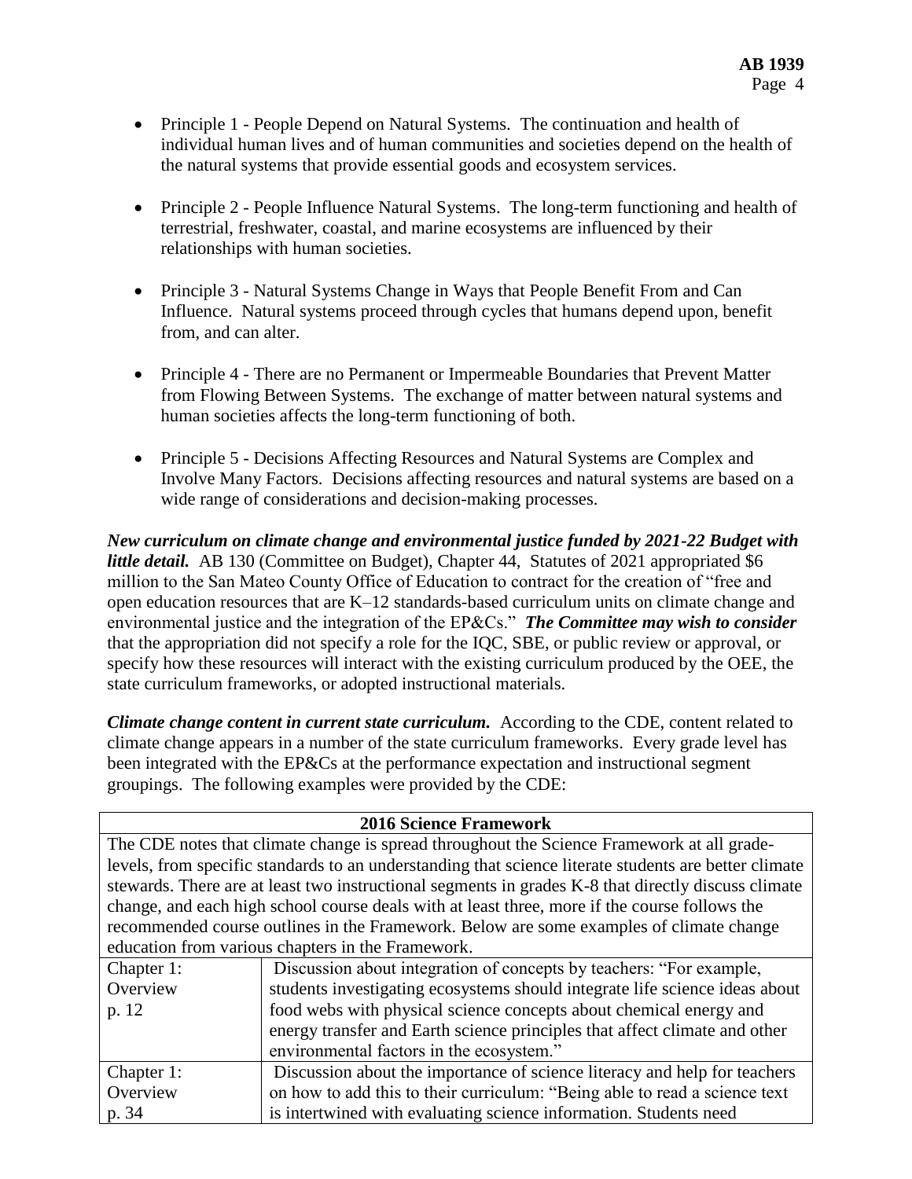- Principle 1 - People Depend on Natural Systems. The continuation and health of individual human lives and of human communities and societies depend on the health of the natural systems that provide essential goods and ecosystem services.

- Principle 2 - People Influence Natural Systems. The long-term functioning and health of terrestrial, freshwater, coastal, and marine ecosystems are influenced by their relationships with human societies.

- Principle 3 - Natural Systems Change in Ways that People Benefit From and Can Influence. Natural systems proceed through cycles that humans depend upon, benefit from, and can alter.

- Principle 4 - There are no Permanent or Impermeable Boundaries that Prevent Matter from Flowing Between Systems. The exchange of matter between natural systems and human societies affects the long-term functioning of both.

- Principle 5 - Decisions Affecting Resources and Natural Systems are Complex and Involve Many Factors. Decisions affecting resources and natural systems are based on a wide range of considerations and decision-making processes.

***New curriculum on climate change and environmental justice funded by 2021-22 Budget with little detail.*** AB 130 (Committee on Budget), Chapter 44, Statutes of 2021 appropriated $6 million to the San Mateo County Office of Education to contract for the creation of "free and open education resources that are K–12 standards-based curriculum units on climate change and environmental justice and the integration of the EP&Cs." ***The Committee may wish to consider*** that the appropriation did not specify a role for the IQC, SBE, or public review or approval, or specify how these resources will interact with the existing curriculum produced by the OEE, the state curriculum frameworks, or adopted instructional materials.

***Climate change content in current state curriculum.*** According to the CDE, content related to climate change appears in a number of the state curriculum frameworks. Every grade level has been integrated with the EP&Cs at the performance expectation and instructional segment groupings. The following examples were provided by the CDE:

| **2016 Science Framework** | |
|---|---|
| The CDE notes that climate change is spread throughout the Science Framework at all grade-levels, from specific standards to an understanding that science literate students are better climate stewards. There are at least two instructional segments in grades K-8 that directly discuss climate change, and each high school course deals with at least three, more if the course follows the recommended course outlines in the Framework. Below are some examples of climate change education from various chapters in the Framework. | |
| Chapter 1: Overview p. 12 | Discussion about integration of concepts by teachers: "For example, students investigating ecosystems should integrate life science ideas about food webs with physical science concepts about chemical energy and energy transfer and Earth science principles that affect climate and other environmental factors in the ecosystem." |
| Chapter 1: Overview p. 34 | Discussion about the importance of science literacy and help for teachers on how to add this to their curriculum: "Being able to read a science text is intertwined with evaluating science information. Students need |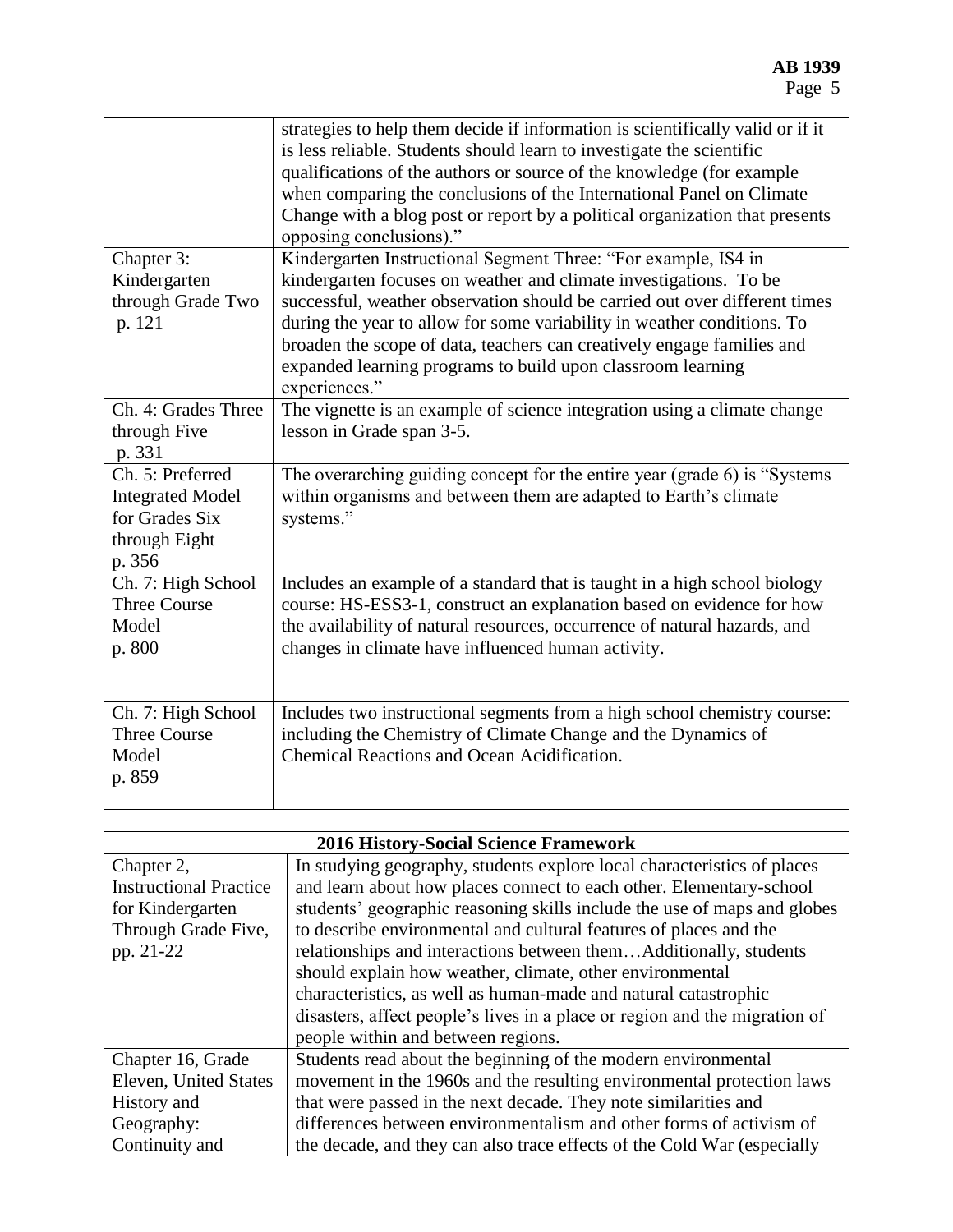| | |
|---|---|
| | strategies to help them decide if information is scientifically valid or if it is less reliable. Students should learn to investigate the scientific qualifications of the authors or source of the knowledge (for example when comparing the conclusions of the International Panel on Climate Change with a blog post or report by a political organization that presents opposing conclusions)." |
| Chapter 3: Kindergarten through Grade Two p. 121 | Kindergarten Instructional Segment Three: "For example, IS4 in kindergarten focuses on weather and climate investigations. To be successful, weather observation should be carried out over different times during the year to allow for some variability in weather conditions. To broaden the scope of data, teachers can creatively engage families and expanded learning programs to build upon classroom learning experiences." |
| Ch. 4: Grades Three through Five p. 331 | The vignette is an example of science integration using a climate change lesson in Grade span 3-5. |
| Ch. 5: Preferred Integrated Model for Grades Six through Eight p. 356 | The overarching guiding concept for the entire year (grade 6) is "Systems within organisms and between them are adapted to Earth's climate systems." |
| Ch. 7: High School Three Course Model p. 800 | Includes an example of a standard that is taught in a high school biology course: HS-ESS3-1, construct an explanation based on evidence for how the availability of natural resources, occurrence of natural hazards, and changes in climate have influenced human activity. |
| Ch. 7: High School Three Course Model p. 859 | Includes two instructional segments from a high school chemistry course: including the Chemistry of Climate Change and the Dynamics of Chemical Reactions and Ocean Acidification. |

| 2016 History-Social Science Framework | |
|---|---|
| Chapter 2, Instructional Practice for Kindergarten Through Grade Five, pp. 21-22 | In studying geography, students explore local characteristics of places and learn about how places connect to each other. Elementary-school students' geographic reasoning skills include the use of maps and globes to describe environmental and cultural features of places and the relationships and interactions between them…Additionally, students should explain how weather, climate, other environmental characteristics, as well as human-made and natural catastrophic disasters, affect people's lives in a place or region and the migration of people within and between regions. |
| Chapter 16, Grade Eleven, United States History and Geography: Continuity and | Students read about the beginning of the modern environmental movement in the 1960s and the resulting environmental protection laws that were passed in the next decade. They note similarities and differences between environmentalism and other forms of activism of the decade, and they can also trace effects of the Cold War (especially |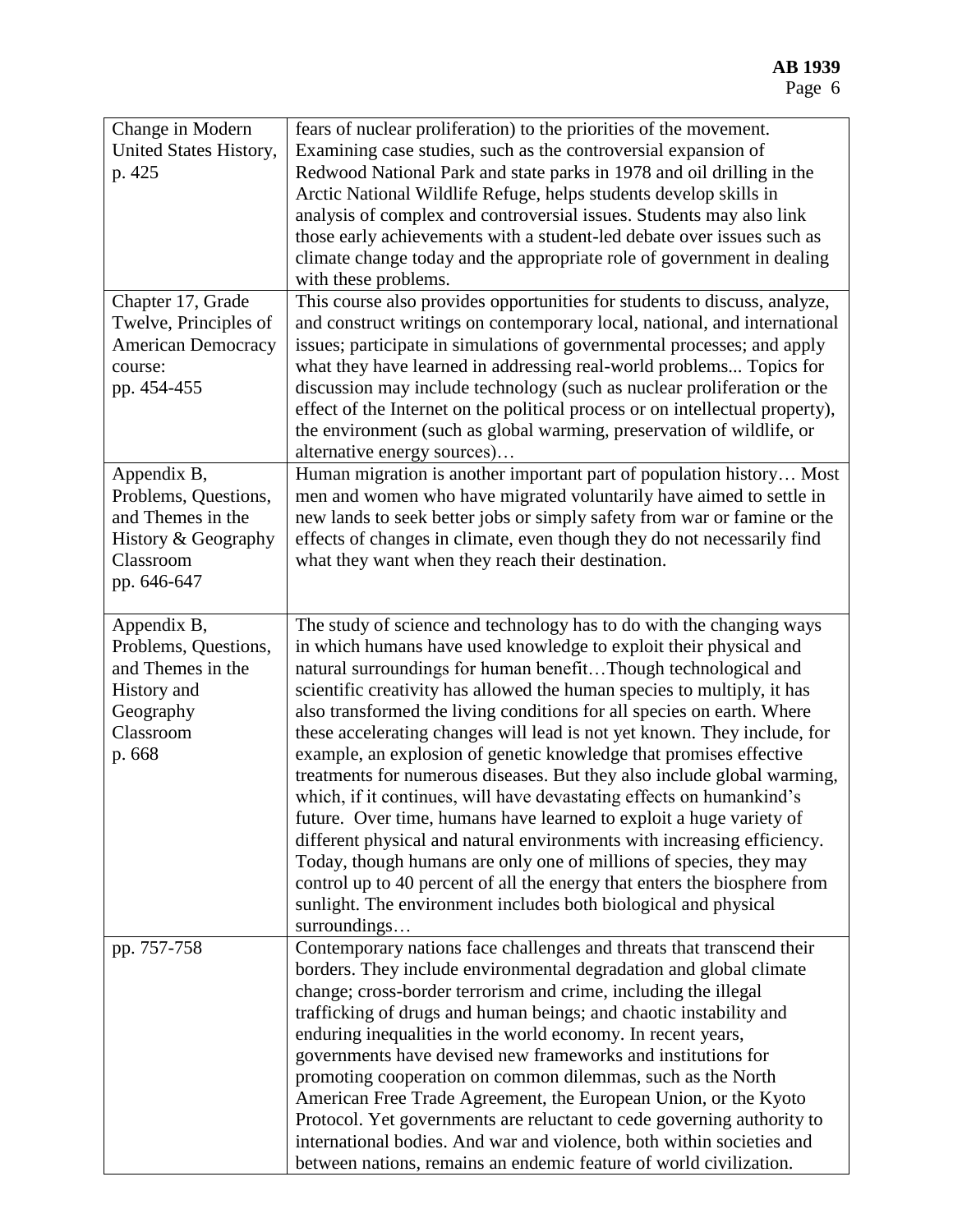| | |
|---|---|
| Change in Modern United States History, p. 425 | fears of nuclear proliferation) to the priorities of the movement. Examining case studies, such as the controversial expansion of Redwood National Park and state parks in 1978 and oil drilling in the Arctic National Wildlife Refuge, helps students develop skills in analysis of complex and controversial issues. Students may also link those early achievements with a student-led debate over issues such as climate change today and the appropriate role of government in dealing with these problems. |
| Chapter 17, Grade Twelve, Principles of American Democracy course: pp. 454-455 | This course also provides opportunities for students to discuss, analyze, and construct writings on contemporary local, national, and international issues; participate in simulations of governmental processes; and apply what they have learned in addressing real-world problems... Topics for discussion may include technology (such as nuclear proliferation or the effect of the Internet on the political process or on intellectual property), the environment (such as global warming, preservation of wildlife, or alternative energy sources)… |
| Appendix B, Problems, Questions, and Themes in the History & Geography Classroom pp. 646-647 | Human migration is another important part of population history… Most men and women who have migrated voluntarily have aimed to settle in new lands to seek better jobs or simply safety from war or famine or the effects of changes in climate, even though they do not necessarily find what they want when they reach their destination. |
| Appendix B, Problems, Questions, and Themes in the History and Geography Classroom p. 668 | The study of science and technology has to do with the changing ways in which humans have used knowledge to exploit their physical and natural surroundings for human benefit…Though technological and scientific creativity has allowed the human species to multiply, it has also transformed the living conditions for all species on earth. Where these accelerating changes will lead is not yet known. They include, for example, an explosion of genetic knowledge that promises effective treatments for numerous diseases. But they also include global warming, which, if it continues, will have devastating effects on humankind's future. Over time, humans have learned to exploit a huge variety of different physical and natural environments with increasing efficiency. Today, though humans are only one of millions of species, they may control up to 40 percent of all the energy that enters the biosphere from sunlight. The environment includes both biological and physical surroundings… |
| pp. 757-758 | Contemporary nations face challenges and threats that transcend their borders. They include environmental degradation and global climate change; cross-border terrorism and crime, including the illegal trafficking of drugs and human beings; and chaotic instability and enduring inequalities in the world economy. In recent years, governments have devised new frameworks and institutions for promoting cooperation on common dilemmas, such as the North American Free Trade Agreement, the European Union, or the Kyoto Protocol. Yet governments are reluctant to cede governing authority to international bodies. And war and violence, both within societies and between nations, remains an endemic feature of world civilization. |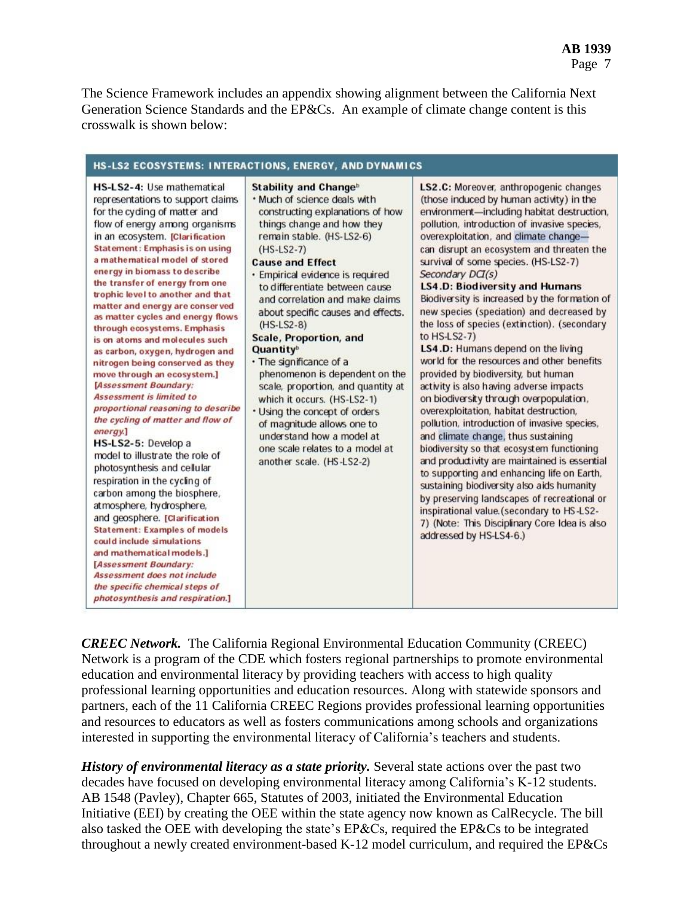The Science Framework includes an appendix showing alignment between the California Next Generation Science Standards and the EP&Cs. An example of climate change content is this crosswalk is shown below:

| HS-LS2 ECOSYSTEMS: INTERACTIONS, ENERGY, AND DYNAMICS | | |
|---|---|---|
| **HS-LS2-4:** Use mathematical representations to support claims for the cycling of matter and flow of energy among organisms in an ecosystem. **[Clarification Statement: Emphasis is on using a mathematical model of stored energy in biomass to describe the transfer of energy from one trophic level to another and that matter and energy are conserved as matter cycles and energy flows through ecosystems. Emphasis is on atoms and molecules such as carbon, oxygen, hydrogen and nitrogen being conserved as they move through an ecosystem.]** ***[Assessment Boundary: Assessment is limited to proportional reasoning to describe the cycling of matter and flow of energy.]*** <br> **HS-LS2-5:** Develop a model to illustrate the role of photosynthesis and cellular respiration in the cycling of carbon among the biosphere, atmosphere, hydrosphere, and geosphere. **[Clarification Statement: Examples of models could include simulations and mathematical models.]** ***[Assessment Boundary: Assessment does not include the specific chemical steps of photosynthesis and respiration.]*** | **Stability and Change**[b] <br> • Much of science deals with constructing explanations of how things change and how they remain stable. (HS-LS2-6) (HS-LS2-7) <br> **Cause and Effect** <br> • Empirical evidence is required to differentiate between cause and correlation and make claims about specific causes and effects. (HS-LS2-8) <br> **Scale, Proportion, and Quantity**[b] <br> • The significance of a phenomenon is dependent on the scale, proportion, and quantity at which it occurs. (HS-LS2-1) <br> • Using the concept of orders of magnitude allows one to understand how a model at one scale relates to a model at another scale. (HS-LS2-2) | **LS2.C:** Moreover, anthropogenic changes (those induced by human activity) in the environment—including habitat destruction, pollution, introduction of invasive species, overexploitation, and climate change—can disrupt an ecosystem and threaten the survival of some species. (HS-LS2-7) <br> *Secondary DCI(s)* <br> **LS4.D: Biodiversity and Humans** <br> Biodiversity is increased by the formation of new species (speciation) and decreased by the loss of species (extinction). (secondary to HS-LS2-7) <br> **LS4.D:** Humans depend on the living world for the resources and other benefits provided by biodiversity, but human activity is also having adverse impacts on biodiversity through overpopulation, overexploitation, habitat destruction, pollution, introduction of invasive species, and climate change, thus sustaining biodiversity so that ecosystem functioning and productivity are maintained is essential to supporting and enhancing life on Earth, sustaining biodiversity also aids humanity by preserving landscapes of recreational or inspirational value. (secondary to HS-LS2-7) (Note: This Disciplinary Core Idea is also addressed by HS-LS4-6.) |

***CREEC Network.*** The California Regional Environmental Education Community (CREEC) Network is a program of the CDE which fosters regional partnerships to promote environmental education and environmental literacy by providing teachers with access to high quality professional learning opportunities and education resources. Along with statewide sponsors and partners, each of the 11 California CREEC Regions provides professional learning opportunities and resources to educators as well as fosters communications among schools and organizations interested in supporting the environmental literacy of California's teachers and students.

***History of environmental literacy as a state priority.*** Several state actions over the past two decades have focused on developing environmental literacy among California's K-12 students. AB 1548 (Pavley), Chapter 665, Statutes of 2003, initiated the Environmental Education Initiative (EEI) by creating the OEE within the state agency now known as CalRecycle. The bill also tasked the OEE with developing the state's EP&Cs, required the EP&Cs to be integrated throughout a newly created environment-based K-12 model curriculum, and required the EP&Cs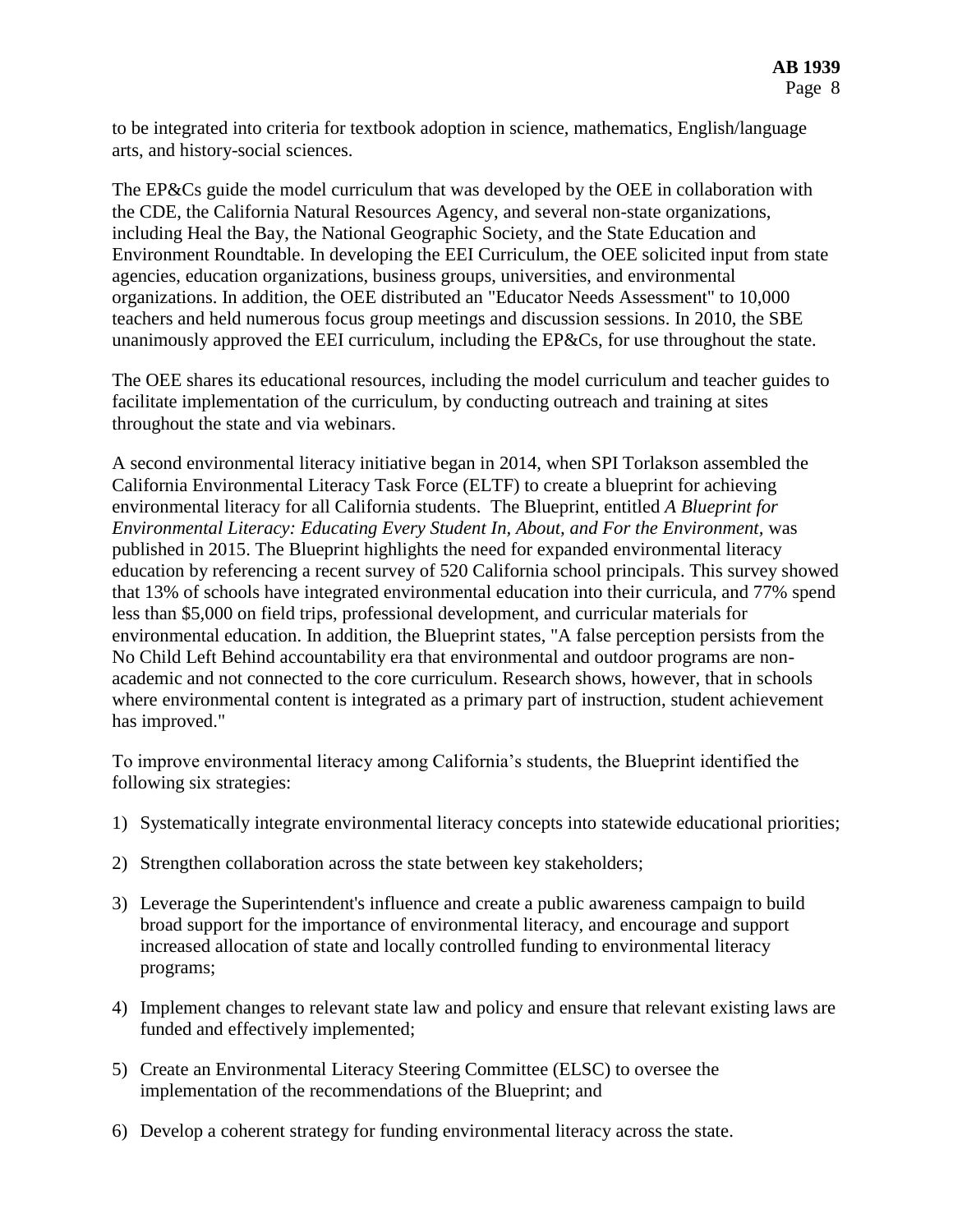to be integrated into criteria for textbook adoption in science, mathematics, English/language arts, and history-social sciences.

The EP&Cs guide the model curriculum that was developed by the OEE in collaboration with the CDE, the California Natural Resources Agency, and several non-state organizations, including Heal the Bay, the National Geographic Society, and the State Education and Environment Roundtable. In developing the EEI Curriculum, the OEE solicited input from state agencies, education organizations, business groups, universities, and environmental organizations. In addition, the OEE distributed an "Educator Needs Assessment" to 10,000 teachers and held numerous focus group meetings and discussion sessions. In 2010, the SBE unanimously approved the EEI curriculum, including the EP&Cs, for use throughout the state.

The OEE shares its educational resources, including the model curriculum and teacher guides to facilitate implementation of the curriculum, by conducting outreach and training at sites throughout the state and via webinars.

A second environmental literacy initiative began in 2014, when SPI Torlakson assembled the California Environmental Literacy Task Force (ELTF) to create a blueprint for achieving environmental literacy for all California students. The Blueprint, entitled *A Blueprint for Environmental Literacy: Educating Every Student In, About, and For the Environment*, was published in 2015. The Blueprint highlights the need for expanded environmental literacy education by referencing a recent survey of 520 California school principals. This survey showed that 13% of schools have integrated environmental education into their curricula, and 77% spend less than $5,000 on field trips, professional development, and curricular materials for environmental education. In addition, the Blueprint states, "A false perception persists from the No Child Left Behind accountability era that environmental and outdoor programs are non-academic and not connected to the core curriculum. Research shows, however, that in schools where environmental content is integrated as a primary part of instruction, student achievement has improved."

To improve environmental literacy among California's students, the Blueprint identified the following six strategies:

1) Systematically integrate environmental literacy concepts into statewide educational priorities;

2) Strengthen collaboration across the state between key stakeholders;

3) Leverage the Superintendent's influence and create a public awareness campaign to build broad support for the importance of environmental literacy, and encourage and support increased allocation of state and locally controlled funding to environmental literacy programs;

4) Implement changes to relevant state law and policy and ensure that relevant existing laws are funded and effectively implemented;

5) Create an Environmental Literacy Steering Committee (ELSC) to oversee the implementation of the recommendations of the Blueprint; and

6) Develop a coherent strategy for funding environmental literacy across the state.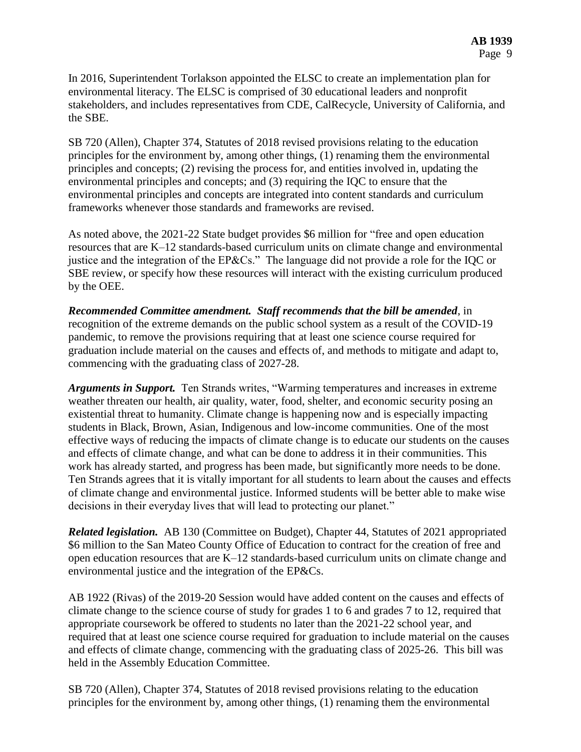In 2016, Superintendent Torlakson appointed the ELSC to create an implementation plan for environmental literacy. The ELSC is comprised of 30 educational leaders and nonprofit stakeholders, and includes representatives from CDE, CalRecycle, University of California, and the SBE.

SB 720 (Allen), Chapter 374, Statutes of 2018 revised provisions relating to the education principles for the environment by, among other things, (1) renaming them the environmental principles and concepts; (2) revising the process for, and entities involved in, updating the environmental principles and concepts; and (3) requiring the IQC to ensure that the environmental principles and concepts are integrated into content standards and curriculum frameworks whenever those standards and frameworks are revised.

As noted above, the 2021-22 State budget provides $6 million for "free and open education resources that are K–12 standards-based curriculum units on climate change and environmental justice and the integration of the EP&Cs." The language did not provide a role for the IQC or SBE review, or specify how these resources will interact with the existing curriculum produced by the OEE.

***Recommended Committee amendment. Staff recommends that the bill be amended***, in recognition of the extreme demands on the public school system as a result of the COVID-19 pandemic, to remove the provisions requiring that at least one science course required for graduation include material on the causes and effects of, and methods to mitigate and adapt to, commencing with the graduating class of 2027-28.

***Arguments in Support.*** Ten Strands writes, "Warming temperatures and increases in extreme weather threaten our health, air quality, water, food, shelter, and economic security posing an existential threat to humanity. Climate change is happening now and is especially impacting students in Black, Brown, Asian, Indigenous and low-income communities. One of the most effective ways of reducing the impacts of climate change is to educate our students on the causes and effects of climate change, and what can be done to address it in their communities. This work has already started, and progress has been made, but significantly more needs to be done. Ten Strands agrees that it is vitally important for all students to learn about the causes and effects of climate change and environmental justice. Informed students will be better able to make wise decisions in their everyday lives that will lead to protecting our planet."

***Related legislation.*** AB 130 (Committee on Budget), Chapter 44, Statutes of 2021 appropriated $6 million to the San Mateo County Office of Education to contract for the creation of free and open education resources that are K–12 standards-based curriculum units on climate change and environmental justice and the integration of the EP&Cs.

AB 1922 (Rivas) of the 2019-20 Session would have added content on the causes and effects of climate change to the science course of study for grades 1 to 6 and grades 7 to 12, required that appropriate coursework be offered to students no later than the 2021-22 school year, and required that at least one science course required for graduation to include material on the causes and effects of climate change, commencing with the graduating class of 2025-26. This bill was held in the Assembly Education Committee.

SB 720 (Allen), Chapter 374, Statutes of 2018 revised provisions relating to the education principles for the environment by, among other things, (1) renaming them the environmental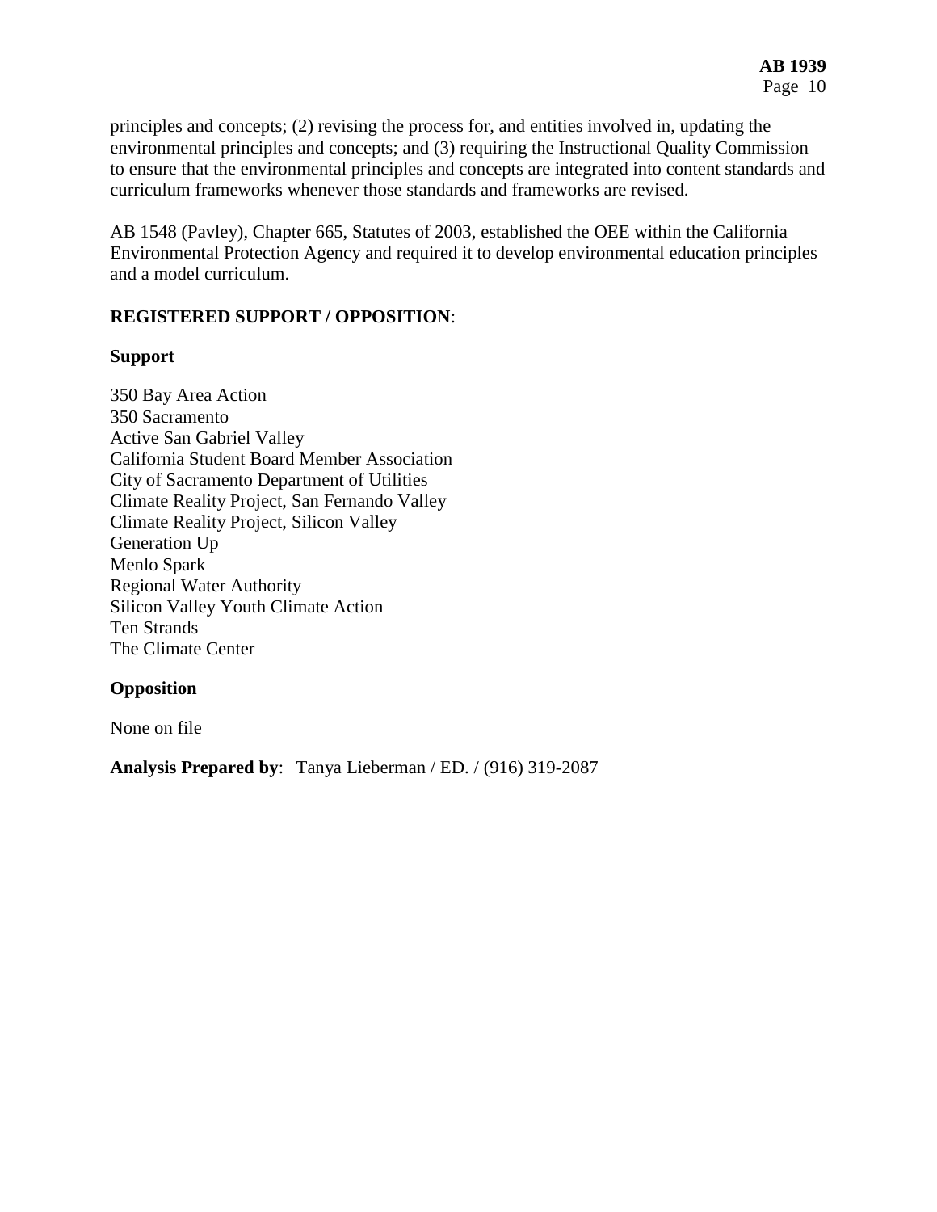principles and concepts; (2) revising the process for, and entities involved in, updating the environmental principles and concepts; and (3) requiring the Instructional Quality Commission to ensure that the environmental principles and concepts are integrated into content standards and curriculum frameworks whenever those standards and frameworks are revised.

AB 1548 (Pavley), Chapter 665, Statutes of 2003, established the OEE within the California Environmental Protection Agency and required it to develop environmental education principles and a model curriculum.

**REGISTERED SUPPORT / OPPOSITION**:

**Support**

350 Bay Area Action
350 Sacramento
Active San Gabriel Valley
California Student Board Member Association
City of Sacramento Department of Utilities
Climate Reality Project, San Fernando Valley
Climate Reality Project, Silicon Valley
Generation Up
Menlo Spark
Regional Water Authority
Silicon Valley Youth Climate Action
Ten Strands
The Climate Center

**Opposition**

None on file

**Analysis Prepared by**: Tanya Lieberman / ED. / (916) 319-2087